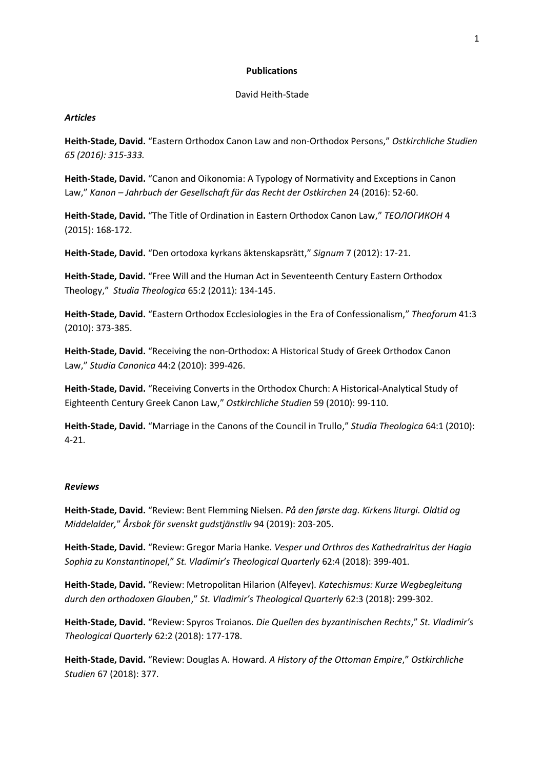# Publications

David Heith-Stade

### *Articles*

**Heith-Stade, David.** "Eastern Orthodox Canon Law and non-Orthodox Persons," *Ostkirchliche Studien 65 (2016): 315-333.*

**Heith-Stade, David.** "Canon and Oikonomia: A Typology of Normativity and Exceptions in Canon Law," *Kanon – Jahrbuch der Gesellschaft für das Recht der Ostkirchen* 24 (2016): 52-60.

**Heith-Stade, David.** "The Title of Ordination in Eastern Orthodox Canon Law," *ТЕОЛОГИКОН* 4 (2015): 168-172.

**Heith-Stade, David.** "Den ortodoxa kyrkans äktenskapsrätt," *Signum* 7 (2012): 17-21.

**Heith-Stade, David.** "Free Will and the Human Act in Seventeenth Century Eastern Orthodox Theology," *Studia Theologica* 65:2 (2011): 134-145.

**Heith-Stade, David.** "Eastern Orthodox Ecclesiologies in the Era of Confessionalism," *Theoforum* 41:3 (2010): 373-385.

**Heith-Stade, David.** "Receiving the non-Orthodox: A Historical Study of Greek Orthodox Canon Law," *Studia Canonica* 44:2 (2010): 399-426.

**Heith-Stade, David.** "Receiving Converts in the Orthodox Church: A Historical-Analytical Study of Eighteenth Century Greek Canon Law," *Ostkirchliche Studien* 59 (2010): 99-110.

**Heith-Stade, David.** "Marriage in the Canons of the Council in Trullo," *Studia Theologica* 64:1 (2010): 4-21.

### *Reviews*

**Heith-Stade, David.** "Review: Bent Flemming Nielsen. *På den første dag. Kirkens liturgi. Oldtid og Middelalder,*" *Årsbok för svenskt gudstjänstliv* 94 (2019): 203-205.

**Heith-Stade, David.** "Review: Gregor Maria Hanke. *Vesper und Orthros des Kathedralritus der Hagia Sophia zu Konstantinopel*," *St. Vladimir's Theological Quarterly* 62:4 (2018): 399-401.

**Heith-Stade, David.** "Review: Metropolitan Hilarion (Alfeyev). *Katechismus: Kurze Wegbegleitung durch den orthodoxen Glauben*," *St. Vladimir's Theological Quarterly* 62:3 (2018): 299-302.

**Heith-Stade, David.** "Review: Spyros Troianos. *Die Quellen des byzantinischen Rechts*," *St. Vladimir's Theological Quarterly* 62:2 (2018): 177-178.

**Heith-Stade, David.** "Review: Douglas A. Howard. *A History of the Ottoman Empire*," *Ostkirchliche Studien* 67 (2018): 377.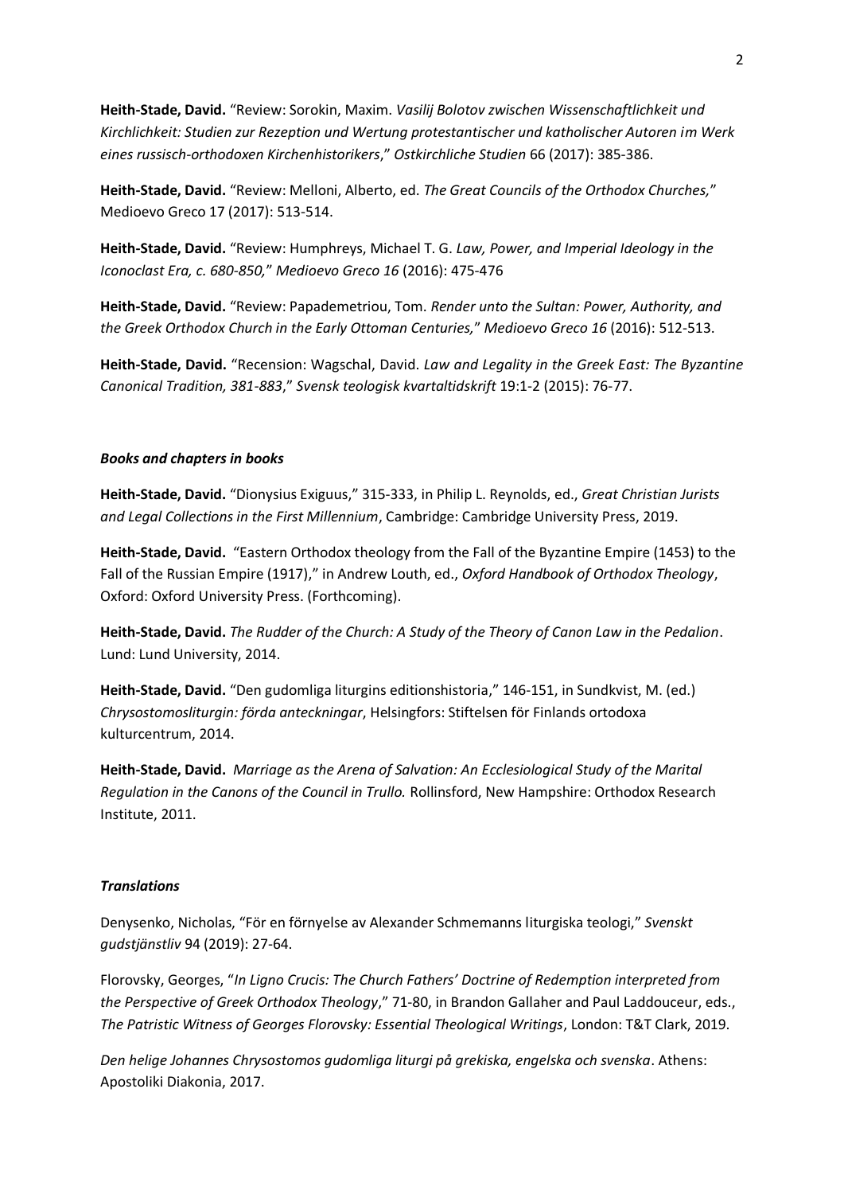**Heith-Stade, David.** “Review: Sorokin, Maxim. *Vasilij Bolotov zwischen Wissenschaftlichkeit und Kirchlichkeit: Studien zur Rezeption und Wertung protestantischer und katholischer Autoren im Werk eines russisch-orthodoxen Kirchenhistorikers*,” *Ostkirchliche Studien* 66 (2017): 385-386.

**Heith-Stade, David.** “Review: Melloni, Alberto, ed. *The Great Councils of the Orthodox Churches,*” Medioevo Greco 17 (2017): 513-514.

**Heith-Stade, David.** “Review: Humphreys, Michael T. G. *Law, Power, and Imperial Ideology in the Iconoclast Era, c. 680-850,*” *Medioevo Greco 16* (2016): 475-476

**Heith-Stade, David.** “Review: Papademetriou, Tom. *Render unto the Sultan: Power, Authority, and the Greek Orthodox Church in the Early Ottoman Centuries,*” *Medioevo Greco 16* (2016): 512-513.

**Heith-Stade, David.** “Recension: Wagschal, David. *Law and Legality in the Greek East: The Byzantine Canonical Tradition, 381-883*,” *Svensk teologisk kvartaltidskrift* 19:1-2 (2015): 76-77.

### *Books and chapters in books*

**Heith-Stade, David.** “Dionysius Exiguus,” 315-333, in Philip L. Reynolds, ed., *Great Christian Jurists and Legal Collections in the First Millennium*, Cambridge: Cambridge University Press, 2019.

**Heith-Stade, David.** “Eastern Orthodox theology from the Fall of the Byzantine Empire (1453) to the Fall of the Russian Empire (1917),” in Andrew Louth, ed., *Oxford Handbook of Orthodox Theology*, Oxford: Oxford University Press. (Forthcoming).

**Heith-Stade, David.** *The Rudder of the Church: A Study of the Theory of Canon Law in the Pedalion*. Lund: Lund University, 2014.

**Heith-Stade, David.** “Den gudomliga liturgins editionshistoria,” 146-151, in Sundkvist, M. (ed.) *Chrysostomosliturgin: förda anteckningar*, Helsingfors: Stiftelsen för Finlands ortodoxa kulturcentrum, 2014.

**Heith-Stade, David.** *Marriage as the Arena of Salvation: An Ecclesiological Study of the Marital Regulation in the Canons of the Council in Trullo.* Rollinsford, New Hampshire: Orthodox Research Institute, 2011.

### *Translations*

Denysenko, Nicholas, “För en förnyelse av Alexander Schmemanns liturgiska teologi,” *Svenskt gudstjänstliv* 94 (2019): 27-64.

Florovsky, Georges, “*In Ligno Crucis: The Church Fathers’ Doctrine of Redemption interpreted from the Perspective of Greek Orthodox Theology*,” 71-80, in Brandon Gallaher and Paul Laddouceur, eds., *The Patristic Witness of Georges Florovsky: Essential Theological Writings*, London: T&T Clark, 2019.

*Den helige Johannes Chrysostomos gudomliga liturgi på grekiska, engelska och svenska*. Athens: Apostoliki Diakonia, 2017.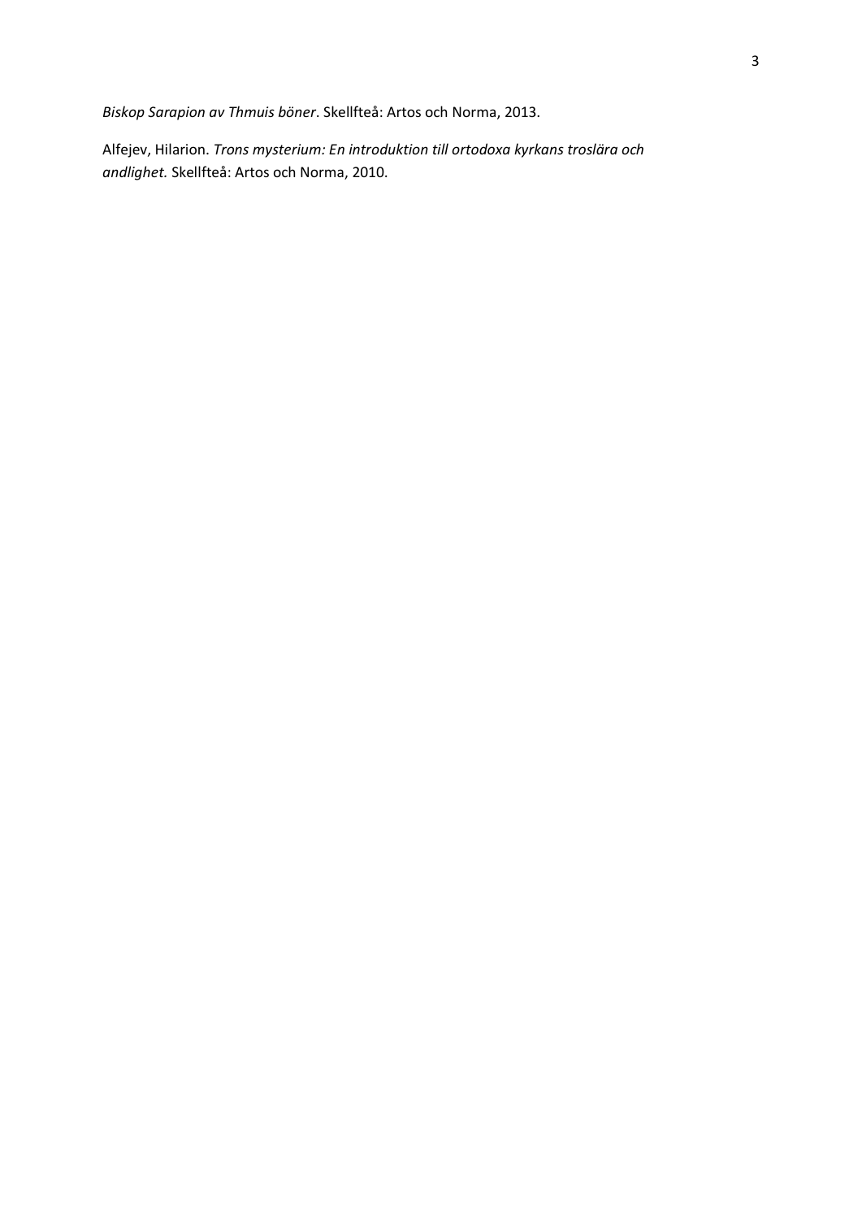*Biskop Sarapion av Thmuis böner*. Skellfteå: Artos och Norma, 2013.

Alfejev, Hilarion. *Trons mysterium: En introduktion till ortodoxa kyrkans troslära och andlighet.* Skellfteå: Artos och Norma, 2010.